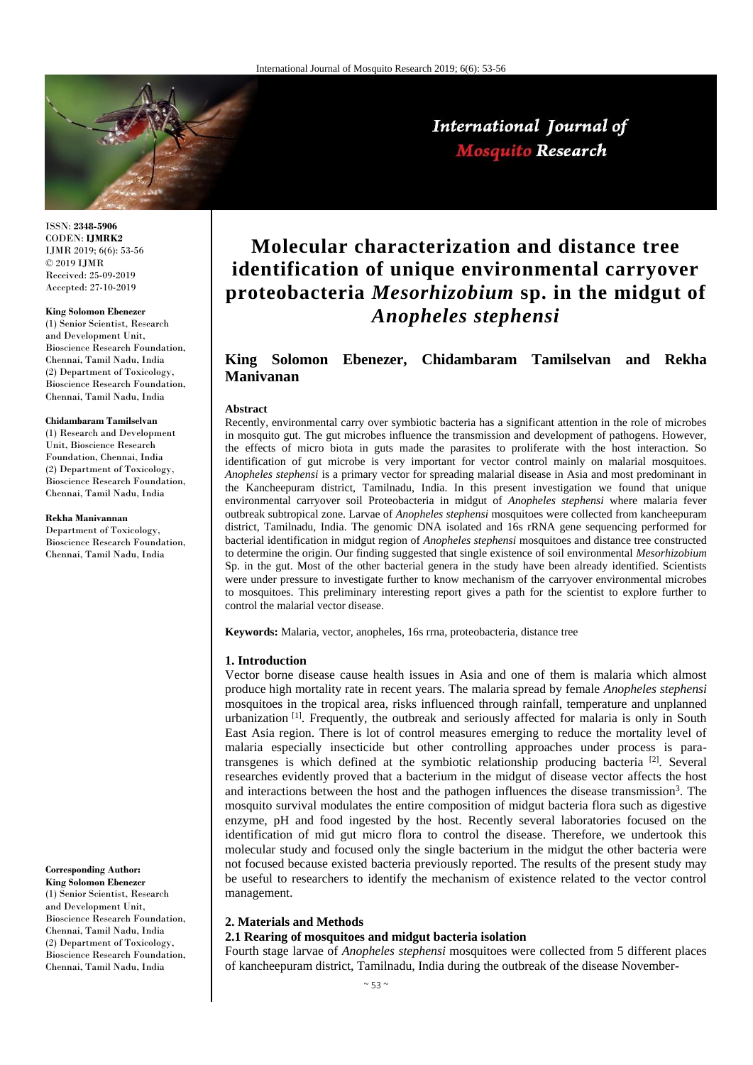ISSN: **2348-5906**
CODEN: **IJMRK2**
IJMR 2019; 6(6): 53-56
© 2019 IJMR
Received: 25-09-2019
Accepted: 27-10-2019

**King Solomon Ebenezer**
(1) Senior Scientist, Research and Development Unit, Bioscience Research Foundation, Chennai, Tamil Nadu, India
(2) Department of Toxicology, Bioscience Research Foundation, Chennai, Tamil Nadu, India

**Chidambaram Tamilselvan**
(1) Research and Development Unit, Bioscience Research Foundation, Chennai, India
(2) Department of Toxicology, Bioscience Research Foundation, Chennai, Tamil Nadu, India

**Rekha Manivannan**
Department of Toxicology, Bioscience Research Foundation, Chennai, Tamil Nadu, India

**Corresponding Author:**
**King Solomon Ebenezer**
(1) Senior Scientist, Research and Development Unit, Bioscience Research Foundation, Chennai, Tamil Nadu, India
(2) Department of Toxicology, Bioscience Research Foundation, Chennai, Tamil Nadu, India

# Molecular characterization and distance tree identification of unique environmental carryover proteobacteria *Mesorhizobium* sp. in the midgut of *Anopheles stephensi*

**King Solomon Ebenezer, Chidambaram Tamilselvan and Rekha Manivanan**

**Abstract**

Recently, environmental carry over symbiotic bacteria has a significant attention in the role of microbes in mosquito gut. The gut microbes influence the transmission and development of pathogens. However, the effects of micro biota in guts made the parasites to proliferate with the host interaction. So identification of gut microbe is very important for vector control mainly on malarial mosquitoes. *Anopheles stephensi* is a primary vector for spreading malarial disease in Asia and most predominant in the Kancheepuram district, Tamilnadu, India. In this present investigation we found that unique environmental carryover soil Proteobacteria in midgut of *Anopheles stephensi* where malaria fever outbreak subtropical zone. Larvae of *Anopheles stephensi* mosquitoes were collected from kancheepuram district, Tamilnadu, India. The genomic DNA isolated and 16s rRNA gene sequencing performed for bacterial identification in midgut region of *Anopheles stephensi* mosquitoes and distance tree constructed to determine the origin. Our finding suggested that single existence of soil environmental *Mesorhizobium* Sp. in the gut. Most of the other bacterial genera in the study have been already identified. Scientists were under pressure to investigate further to know mechanism of the carryover environmental microbes to mosquitoes. This preliminary interesting report gives a path for the scientist to explore further to control the malarial vector disease.

**Keywords:** Malaria, vector, anopheles, 16s rrna, proteobacteria, distance tree

## 1. Introduction

Vector borne disease cause health issues in Asia and one of them is malaria which almost produce high mortality rate in recent years. The malaria spread by female *Anopheles stephensi* mosquitoes in the tropical area, risks influenced through rainfall, temperature and unplanned urbanization [1]. Frequently, the outbreak and seriously affected for malaria is only in South East Asia region. There is lot of control measures emerging to reduce the mortality level of malaria especially insecticide but other controlling approaches under process is para-transgenes is which defined at the symbiotic relationship producing bacteria [2]. Several researches evidently proved that a bacterium in the midgut of disease vector affects the host and interactions between the host and the pathogen influences the disease transmission[3]. The mosquito survival modulates the entire composition of midgut bacteria flora such as digestive enzyme, pH and food ingested by the host. Recently several laboratories focused on the identification of mid gut micro flora to control the disease. Therefore, we undertook this molecular study and focused only the single bacterium in the midgut the other bacteria were not focused because existed bacteria previously reported. The results of the present study may be useful to researchers to identify the mechanism of existence related to the vector control management.

## 2. Materials and Methods

### 2.1 Rearing of mosquitoes and midgut bacteria isolation

Fourth stage larvae of *Anopheles stephensi* mosquitoes were collected from 5 different places of kancheepuram district, Tamilnadu, India during the outbreak of the disease November-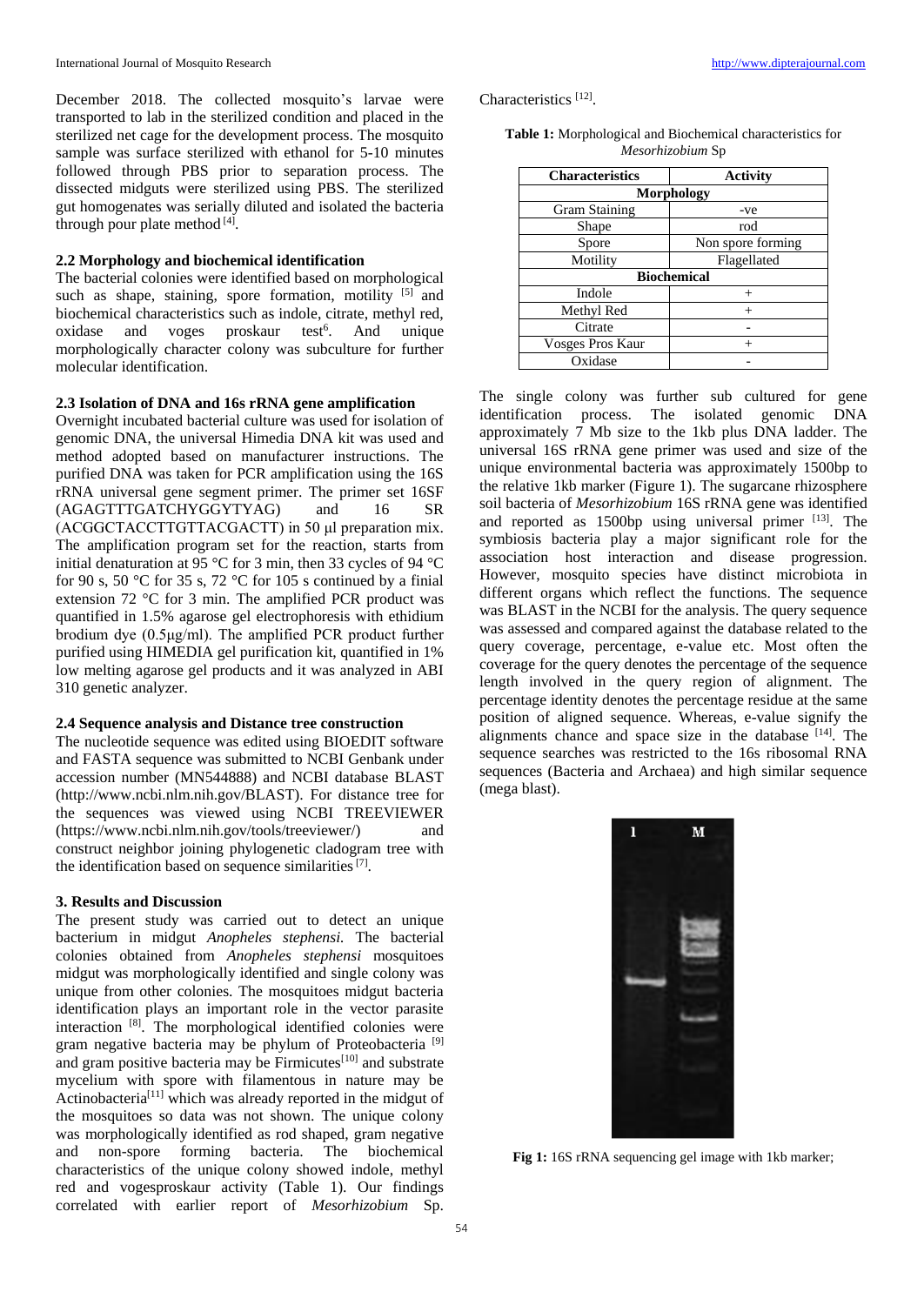December 2018. The collected mosquito's larvae were transported to lab in the sterilized condition and placed in the sterilized net cage for the development process. The mosquito sample was surface sterilized with ethanol for 5-10 minutes followed through PBS prior to separation process. The dissected midguts were sterilized using PBS. The sterilized gut homogenates was serially diluted and isolated the bacteria through pour plate method [4].

### 2.2 Morphology and biochemical identification

The bacterial colonies were identified based on morphological such as shape, staining, spore formation, motility [5] and biochemical characteristics such as indole, citrate, methyl red, oxidase and voges proskaur test[6]. And unique morphologically character colony was subculture for further molecular identification.

### 2.3 Isolation of DNA and 16s rRNA gene amplification

Overnight incubated bacterial culture was used for isolation of genomic DNA, the universal Himedia DNA kit was used and method adopted based on manufacturer instructions. The purified DNA was taken for PCR amplification using the 16S rRNA universal gene segment primer. The primer set 16SF (AGAGTTTGATCHYGGYTYAG) and 16 SR (ACGGCTACCTTGTTACGACTT) in 50 µl preparation mix. The amplification program set for the reaction, starts from initial denaturation at 95 °C for 3 min, then 33 cycles of 94 °C for 90 s, 50 °C for 35 s, 72 °C for 105 s continued by a finial extension 72 °C for 3 min. The amplified PCR product was quantified in 1.5% agarose gel electrophoresis with ethidium brodium dye (0.5µg/ml). The amplified PCR product further purified using HIMEDIA gel purification kit, quantified in 1% low melting agarose gel products and it was analyzed in ABI 310 genetic analyzer.

### 2.4 Sequence analysis and Distance tree construction

The nucleotide sequence was edited using BIOEDIT software and FASTA sequence was submitted to NCBI Genbank under accession number (MN544888) and NCBI database BLAST (http://www.ncbi.nlm.nih.gov/BLAST). For distance tree for the sequences was viewed using NCBI TREEVIEWER (https://www.ncbi.nlm.nih.gov/tools/treeviewer/) and construct neighbor joining phylogenetic cladogram tree with the identification based on sequence similarities [7].

## 3. Results and Discussion

The present study was carried out to detect an unique bacterium in midgut *Anopheles stephensi.* The bacterial colonies obtained from *Anopheles stephensi* mosquitoes midgut was morphologically identified and single colony was unique from other colonies. The mosquitoes midgut bacteria identification plays an important role in the vector parasite interaction [8]. The morphological identified colonies were gram negative bacteria may be phylum of Proteobacteria [9] and gram positive bacteria may be Firmicutes[10] and substrate mycelium with spore with filamentous in nature may be Actinobacteria[11] which was already reported in the midgut of the mosquitoes so data was not shown. The unique colony was morphologically identified as rod shaped, gram negative and non-spore forming bacteria. The biochemical characteristics of the unique colony showed indole, methyl red and vogesproskaur activity (Table 1). Our findings correlated with earlier report of *Mesorhizobium* Sp. Characteristics [12].

**Table 1:** Morphological and Biochemical characteristics for *Mesorhizobium* Sp

| Characteristics | Activity |
|---|---|
| **Morphology** | |
| Gram Staining | -ve |
| Shape | rod |
| Spore | Non spore forming |
| Motility | Flagellated |
| **Biochemical** | |
| Indole | + |
| Methyl Red | + |
| Citrate | - |
| Vosges Pros Kaur | + |
| Oxidase | - |

The single colony was further sub cultured for gene identification process. The isolated genomic DNA approximately 7 Mb size to the 1kb plus DNA ladder. The universal 16S rRNA gene primer was used and size of the unique environmental bacteria was approximately 1500bp to the relative 1kb marker (Figure 1). The sugarcane rhizosphere soil bacteria of *Mesorhizobium* 16S rRNA gene was identified and reported as 1500bp using universal primer [13]. The symbiosis bacteria play a major significant role for the association host interaction and disease progression. However, mosquito species have distinct microbiota in different organs which reflect the functions. The sequence was BLAST in the NCBI for the analysis. The query sequence was assessed and compared against the database related to the query coverage, percentage, e-value etc. Most often the coverage for the query denotes the percentage of the sequence length involved in the query region of alignment. The percentage identity denotes the percentage residue at the same position of aligned sequence. Whereas, e-value signify the alignments chance and space size in the database [14]. The sequence searches was restricted to the 16s ribosomal RNA sequences (Bacteria and Archaea) and high similar sequence (mega blast).

**Fig 1:** 16S rRNA sequencing gel image with 1kb marker;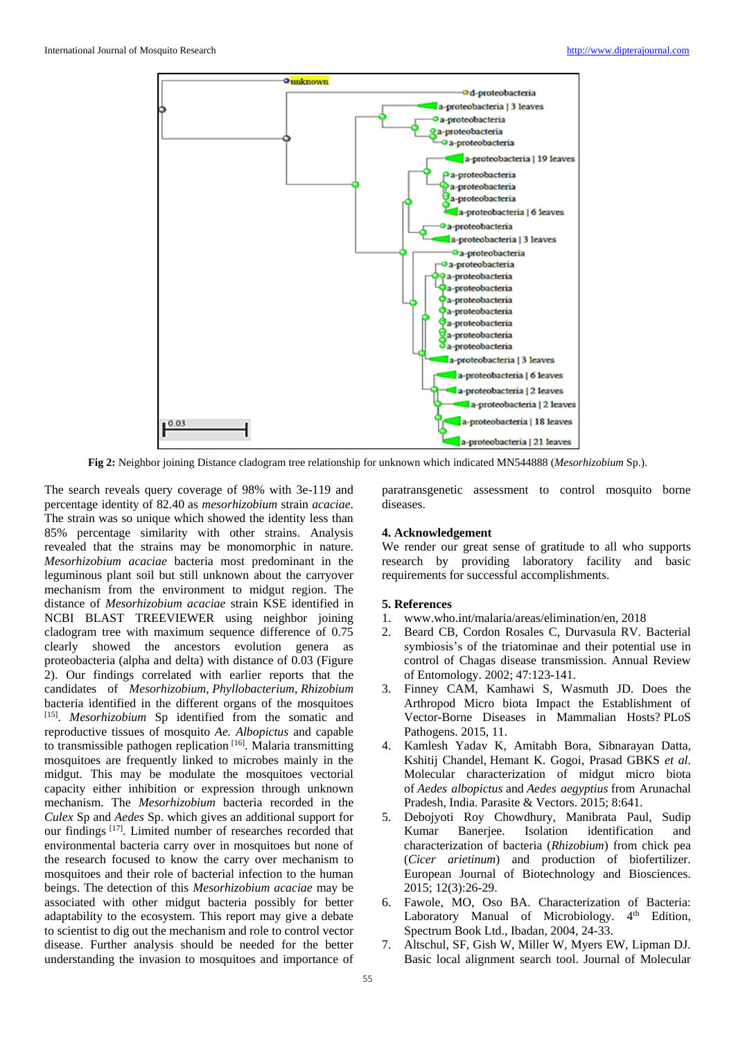Fig 2: Neighbor joining Distance cladogram tree relationship for unknown which indicated MN544888 (*Mesorhizobium* Sp.).

The search reveals query coverage of 98% with 3e-119 and percentage identity of 82.40 as *mesorhizobium* strain *acaciae*. The strain was so unique which showed the identity less than 85% percentage similarity with other strains. Analysis revealed that the strains may be monomorphic in nature. *Mesorhizobium acaciae* bacteria most predominant in the leguminous plant soil but still unknown about the carryover mechanism from the environment to midgut region. The distance of *Mesorhizobium acaciae* strain KSE identified in NCBI BLAST TREEVIEWER using neighbor joining cladogram tree with maximum sequence difference of 0.75 clearly showed the ancestors evolution genera as proteobacteria (alpha and delta) with distance of 0.03 (Figure 2). Our findings correlated with earlier reports that the candidates of *Mesorhizobium*, *Phyllobacterium*, *Rhizobium* bacteria identified in the different organs of the mosquitoes [15]. *Mesorhizobium* Sp identified from the somatic and reproductive tissues of mosquito *Ae. Albopictus* and capable to transmissible pathogen replication [16]. Malaria transmitting mosquitoes are frequently linked to microbes mainly in the midgut. This may be modulate the mosquitoes vectorial capacity either inhibition or expression through unknown mechanism. The *Mesorhizobium* bacteria recorded in the *Culex* Sp and *Aedes* Sp. which gives an additional support for our findings [17]. Limited number of researches recorded that environmental bacteria carry over in mosquitoes but none of the research focused to know the carry over mechanism to mosquitoes and their role of bacterial infection to the human beings. The detection of this *Mesorhizobium acaciae* may be associated with other midgut bacteria possibly for better adaptability to the ecosystem. This report may give a debate to scientist to dig out the mechanism and role to control vector disease. Further analysis should be needed for the better understanding the invasion to mosquitoes and importance of paratransgenetic assessment to control mosquito borne diseases.

## 4. Acknowledgement

We render our great sense of gratitude to all who supports research by providing laboratory facility and basic requirements for successful accomplishments.

## 5. References

1. www.who.int/malaria/areas/elimination/en, 2018
2. Beard CB, Cordon Rosales C, Durvasula RV. Bacterial symbiosis's of the triatominae and their potential use in control of Chagas disease transmission. Annual Review of Entomology. 2002; 47:123-141.
3. Finney CAM, Kamhawi S, Wasmuth JD. Does the Arthropod Micro biota Impact the Establishment of Vector-Borne Diseases in Mammalian Hosts? PLoS Pathogens. 2015, 11.
4. Kamlesh Yadav K, Amitabh Bora, Sibnarayan Datta, Kshitij Chandel, Hemant K. Gogoi, Prasad GBKS *et al*. Molecular characterization of midgut micro biota of *Aedes albopictus* and *Aedes aegyptius* from Arunachal Pradesh, India. Parasite & Vectors. 2015; 8:641.
5. Debojyoti Roy Chowdhury, Manibrata Paul, Sudip Kumar Banerjee. Isolation identification and characterization of bacteria (*Rhizobium*) from chick pea (*Cicer arietinum*) and production of biofertilizer. European Journal of Biotechnology and Biosciences. 2015; 12(3):26-29.
6. Fawole, MO, Oso BA. Characterization of Bacteria: Laboratory Manual of Microbiology. 4th Edition, Spectrum Book Ltd., Ibadan, 2004, 24-33.
7. Altschul, SF, Gish W, Miller W, Myers EW, Lipman DJ. Basic local alignment search tool. Journal of Molecular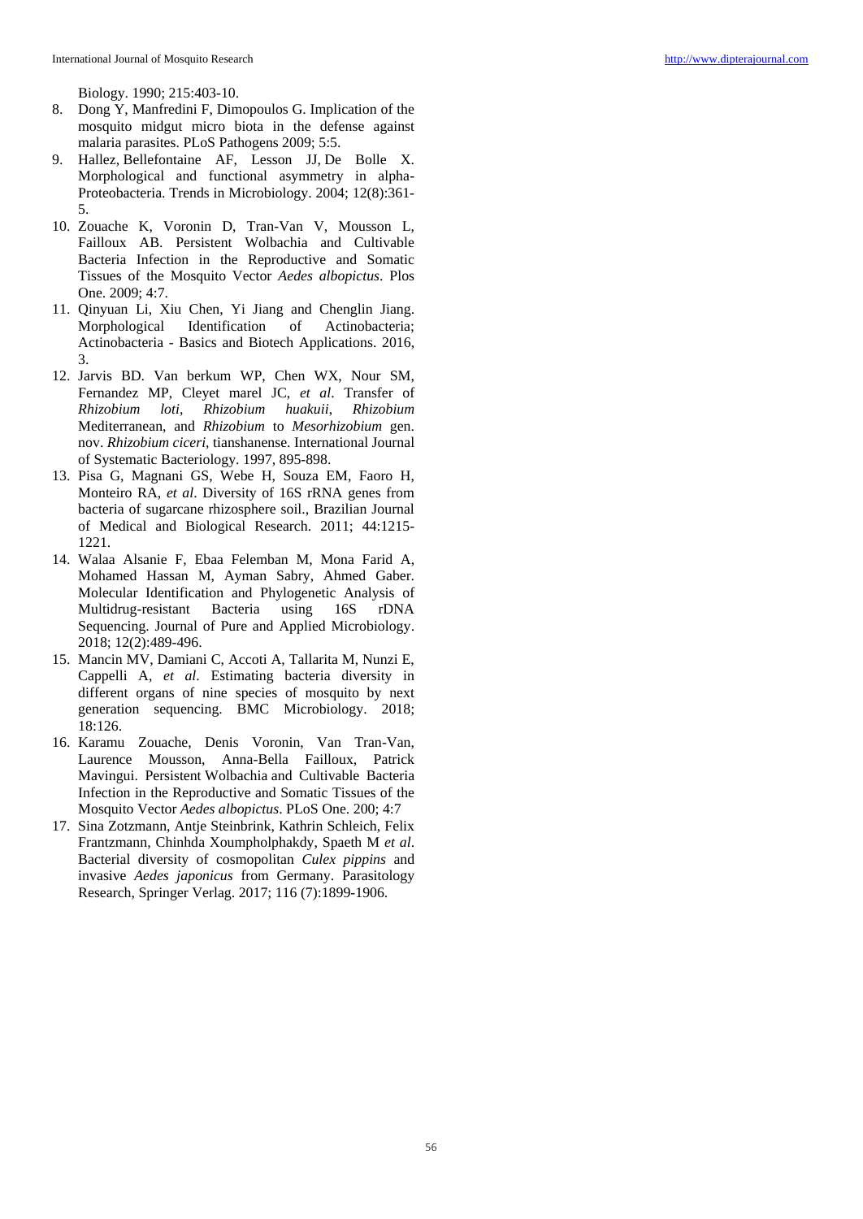Biology. 1990; 215:403-10.

8. Dong Y, Manfredini F, Dimopoulos G. Implication of the mosquito midgut micro biota in the defense against malaria parasites. PLoS Pathogens 2009; 5:5.
9. Hallez, Bellefontaine AF, Lesson JJ, De Bolle X. Morphological and functional asymmetry in alpha-Proteobacteria. Trends in Microbiology. 2004; 12(8):361-5.
10. Zouache K, Voronin D, Tran-Van V, Mousson L, Failloux AB. Persistent Wolbachia and Cultivable Bacteria Infection in the Reproductive and Somatic Tissues of the Mosquito Vector *Aedes albopictus*. Plos One. 2009; 4:7.
11. Qinyuan Li, Xiu Chen, Yi Jiang and Chenglin Jiang. Morphological Identification of Actinobacteria; Actinobacteria - Basics and Biotech Applications. 2016, 3.
12. Jarvis BD. Van berkum WP, Chen WX, Nour SM, Fernandez MP, Cleyet marel JC, *et al*. Transfer of *Rhizobium loti*, *Rhizobium huakuii*, *Rhizobium* Mediterranean, and *Rhizobium* to *Mesorhizobium* gen. nov. *Rhizobium ciceri*, tianshanense. International Journal of Systematic Bacteriology. 1997, 895-898.
13. Pisa G, Magnani GS, Webe H, Souza EM, Faoro H, Monteiro RA, *et al*. Diversity of 16S rRNA genes from bacteria of sugarcane rhizosphere soil., Brazilian Journal of Medical and Biological Research. 2011; 44:1215-1221.
14. Walaa Alsanie F, Ebaa Felemban M, Mona Farid A, Mohamed Hassan M, Ayman Sabry, Ahmed Gaber. Molecular Identification and Phylogenetic Analysis of Multidrug-resistant Bacteria using 16S rDNA Sequencing. Journal of Pure and Applied Microbiology. 2018; 12(2):489-496.
15. Mancin MV, Damiani C, Accoti A, Tallarita M, Nunzi E, Cappelli A, *et al*. Estimating bacteria diversity in different organs of nine species of mosquito by next generation sequencing. BMC Microbiology. 2018; 18:126.
16. Karamu Zouache, Denis Voronin, Van Tran-Van, Laurence Mousson, Anna-Bella Failloux, Patrick Mavingui. Persistent Wolbachia and Cultivable Bacteria Infection in the Reproductive and Somatic Tissues of the Mosquito Vector *Aedes albopictus*. PLoS One. 200; 4:7
17. Sina Zotzmann, Antje Steinbrink, Kathrin Schleich, Felix Frantzmann, Chinhda Xoumpholphakdy, Spaeth M *et al*. Bacterial diversity of cosmopolitan *Culex pippins* and invasive *Aedes japonicus* from Germany. Parasitology Research, Springer Verlag. 2017; 116 (7):1899-1906.